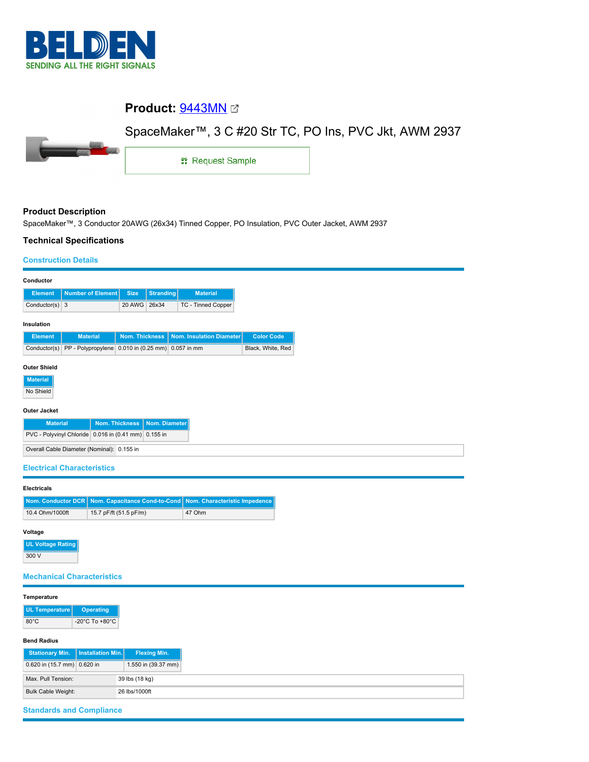BELDEN

SENDING ALL THE RIGHT SIGNALS

# Product: 9443MN

SpaceMaker™, 3 C #20 Str TC, PO Ins, PVC Jkt, AWM 2937

Request Sample

## Product Description

SpaceMaker™, 3 Conductor 20AWG (26x34) Tinned Copper, PO Insulation, PVC Outer Jacket, AWM 2937

## Technical Specifications

### Construction Details

**Conductor**

| Element | Number of Element | Size | Stranding | Material |
|---|---|---|---|---|
| Conductor(s) | 3 | 20 AWG | 26x34 | TC - Tinned Copper |

**Insulation**

| Element | Material | Nom. Thickness | Nom. Insulation Diameter | Color Code |
|---|---|---|---|---|
| Conductor(s) | PP - Polypropylene | 0.010 in (0.25 mm) | 0.057 in mm | Black, White, Red |

**Outer Shield**

| Material |
|---|
| No Shield |

**Outer Jacket**

| Material | Nom. Thickness | Nom. Diameter |
|---|---|---|
| PVC - Polyvinyl Chloride | 0.016 in (0.41 mm) | 0.155 in |

| | |
|---|---|
| Overall Cable Diameter (Nominal): | 0.155 in |

### Electrical Characteristics

**Electricals**

| Nom. Conductor DCR | Nom. Capacitance Cond-to-Cond | Nom. Characteristic Impedence |
|---|---|---|
| 10.4 Ohm/1000ft | 15.7 pF/ft (51.5 pF/m) | 47 Ohm |

**Voltage**

| UL Voltage Rating |
|---|
| 300 V |

### Mechanical Characteristics

**Temperature**

| UL Temperature | Operating |
|---|---|
| 80°C | -20°C To +80°C |

**Bend Radius**

| Stationary Min. | Installation Min. | Flexing Min. |
|---|---|---|
| 0.620 in (15.7 mm) | 0.620 in | 1.550 in (39.37 mm) |

| | |
|---|---|
| Max. Pull Tension: | 39 lbs (18 kg) |
| Bulk Cable Weight: | 26 lbs/1000ft |

### Standards and Compliance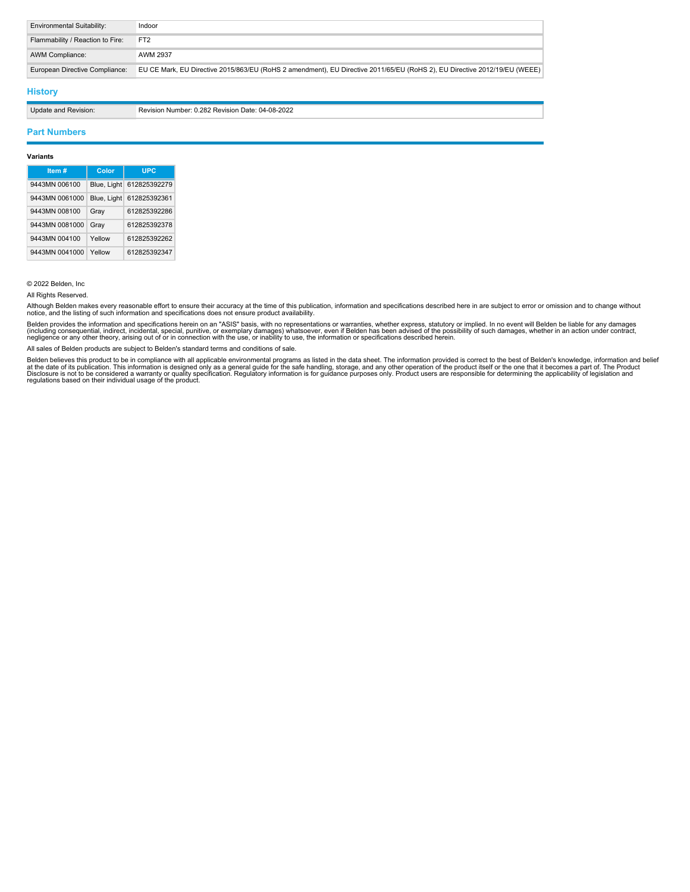| | |
|---|---|
| Environmental Suitability: | Indoor |
| Flammability / Reaction to Fire: | FT2 |
| AWM Compliance: | AWM 2937 |
| European Directive Compliance: | EU CE Mark, EU Directive 2015/863/EU (RoHS 2 amendment), EU Directive 2011/65/EU (RoHS 2), EU Directive 2012/19/EU (WEEE) |

## History

| | |
|---|---|
| Update and Revision: | Revision Number: 0.282 Revision Date: 04-08-2022 |

## Part Numbers

**Variants**

| Item # | Color | UPC |
|---|---|---|
| 9443MN 006100 | Blue, Light | 612825392279 |
| 9443MN 0061000 | Blue, Light | 612825392361 |
| 9443MN 008100 | Gray | 612825392286 |
| 9443MN 0081000 | Gray | 612825392378 |
| 9443MN 004100 | Yellow | 612825392262 |
| 9443MN 0041000 | Yellow | 612825392347 |

© 2022 Belden, Inc

All Rights Reserved.

Although Belden makes every reasonable effort to ensure their accuracy at the time of this publication, information and specifications described here in are subject to error or omission and to change without notice, and the listing of such information and specifications does not ensure product availability.

Belden provides the information and specifications herein on an "ASIS" basis, with no representations or warranties, whether express, statutory or implied. In no event will Belden be liable for any damages (including consequential, indirect, incidental, special, punitive, or exemplary damages) whatsoever, even if Belden has been advised of the possibility of such damages, whether in an action under contract, negligence or any other theory, arising out of or in connection with the use, or inability to use, the information or specifications described herein.

All sales of Belden products are subject to Belden's standard terms and conditions of sale.

Belden believes this product to be in compliance with all applicable environmental programs as listed in the data sheet. The information provided is correct to the best of Belden's knowledge, information and belief at the date of its publication. This information is designed only as a general guide for the safe handling, storage, and any other operation of the product itself or the one that it becomes a part of. The Product Disclosure is not to be considered a warranty or quality specification. Regulatory information is for guidance purposes only. Product users are responsible for determining the applicability of legislation and regulations based on their individual usage of the product.